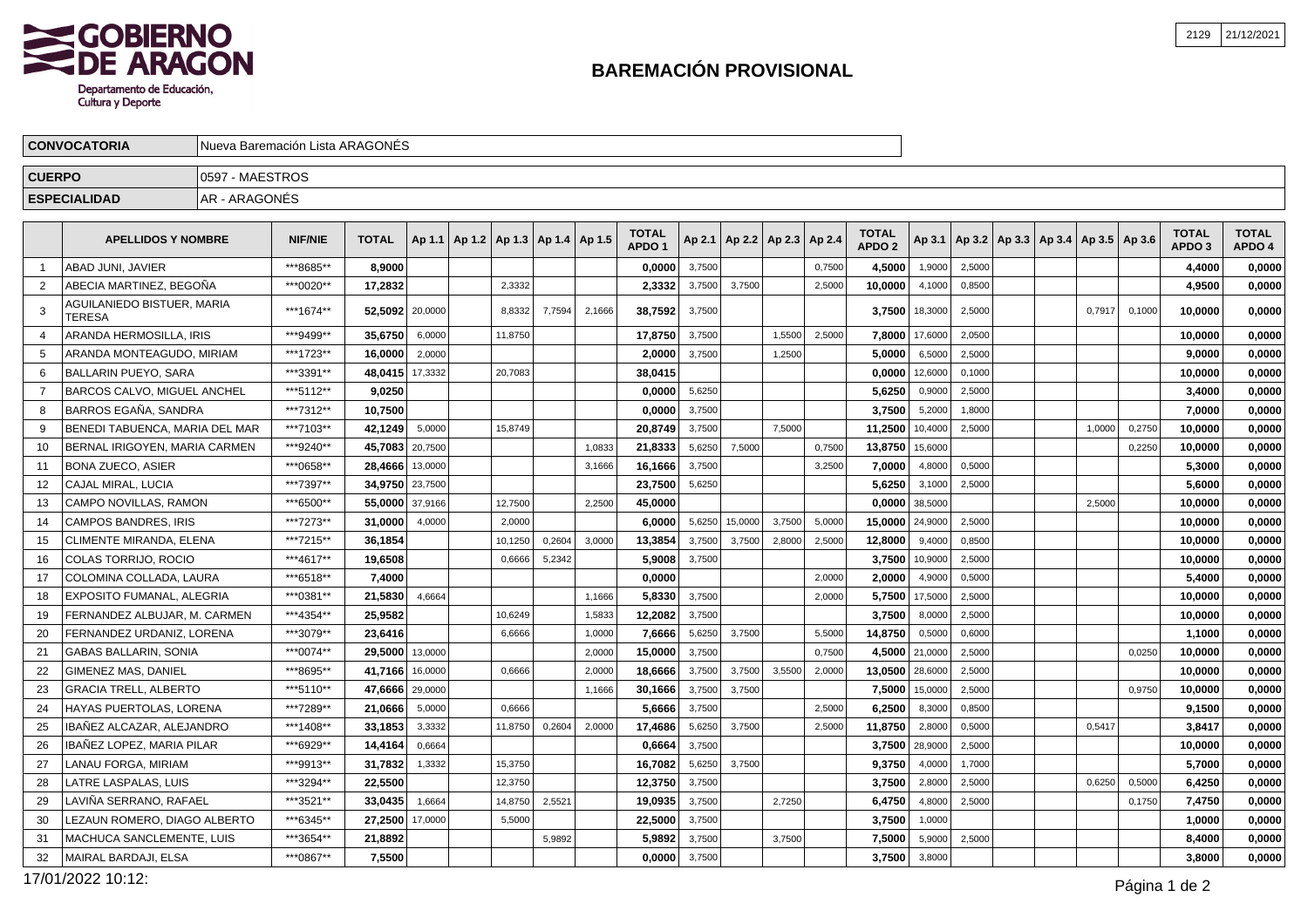# BAREMACIÓN PROVISIONAL

GOBIERNO DE ARAGON
Departamento de Educación, Cultura y Deporte

2129 | 21/12/2021

| | |
|---|---|
| **CONVOCATORIA** | Nueva Baremación Lista ARAGONÉS |
| **CUERPO** | 0597 - MAESTROS |
| **ESPECIALIDAD** | AR - ARAGONÉS |

| | APELLIDOS Y NOMBRE | NIF/NIE | TOTAL | Ap 1.1 | Ap 1.2 | Ap 1.3 | Ap 1.4 | Ap 1.5 | TOTAL APDO 1 | Ap 2.1 | Ap 2.2 | Ap 2.3 | Ap 2.4 | TOTAL APDO 2 | Ap 3.1 | Ap 3.2 | Ap 3.3 | Ap 3.4 | Ap 3.5 | Ap 3.6 | TOTAL APDO 3 | TOTAL APDO 4 |
|---|---|---|---|---|---|---|---|---|---|---|---|---|---|---|---|---|---|---|---|---|---|---|
| 1 | ABAD JUNI, JAVIER | ***8685** | **8,9000** | | | | | | **0,0000** | 3,7500 | | | 0,7500 | **4,5000** | 1,9000 | 2,5000 | | | | | **4,4000** | **0,0000** |
| 2 | ABECIA MARTINEZ, BEGOÑA | ***0020** | **17,2832** | | | 2,3332 | | | **2,3332** | 3,7500 | 3,7500 | | 2,5000 | **10,0000** | 4,1000 | 0,8500 | | | | | **4,9500** | **0,0000** |
| 3 | AGUILANIEDO BISTUER, MARIA TERESA | ***1674** | **52,5092** | 20,0000 | | 8,8332 | 7,7594 | 2,1666 | **38,7592** | 3,7500 | | | | **3,7500** | 18,3000 | 2,5000 | | | 0,7917 | 0,1000 | **10,0000** | **0,0000** |
| 4 | ARANDA HERMOSILLA, IRIS | ***9499** | **35,6750** | 6,0000 | | 11,8750 | | | **17,8750** | 3,7500 | | 1,5500 | 2,5000 | **7,8000** | 17,6000 | 2,0500 | | | | | **10,0000** | **0,0000** |
| 5 | ARANDA MONTEAGUDO, MIRIAM | ***1723** | **16,0000** | 2,0000 | | | | | **2,0000** | 3,7500 | | 1,2500 | | **5,0000** | 6,5000 | 2,5000 | | | | | **9,0000** | **0,0000** |
| 6 | BALLARIN PUEYO, SARA | ***3391** | **48,0415** | 17,3332 | | 20,7083 | | | **38,0415** | | | | | **0,0000** | 12,6000 | 0,1000 | | | | | **10,0000** | **0,0000** |
| 7 | BARCOS CALVO, MIGUEL ANCHEL | ***5112** | **9,0250** | | | | | | **0,0000** | 5,6250 | | | | **5,6250** | 0,9000 | 2,5000 | | | | | **3,4000** | **0,0000** |
| 8 | BARROS EGAÑA, SANDRA | ***7312** | **10,7500** | | | | | | **0,0000** | 3,7500 | | | | **3,7500** | 5,2000 | 1,8000 | | | | | **7,0000** | **0,0000** |
| 9 | BENEDI TABUENCA, MARIA DEL MAR | ***7103** | **42,1249** | 5,0000 | | 15,8749 | | | **20,8749** | 3,7500 | | 7,5000 | | **11,2500** | 10,4000 | 2,5000 | | | 1,0000 | 0,2750 | **10,0000** | **0,0000** |
| 10 | BERNAL IRIGOYEN, MARIA CARMEN | ***9240** | **45,7083** | 20,7500 | | | | 1,0833 | **21,8333** | 5,6250 | 7,5000 | | 0,7500 | **13,8750** | 15,6000 | | | | | 0,2250 | **10,0000** | **0,0000** |
| 11 | BONA ZUECO, ASIER | ***0658** | **28,4666** | 13,0000 | | | | 3,1666 | **16,1666** | 3,7500 | | | 3,2500 | **7,0000** | 4,8000 | 0,5000 | | | | | **5,3000** | **0,0000** |
| 12 | CAJAL MIRAL, LUCIA | ***7397** | **34,9750** | 23,7500 | | | | | **23,7500** | 5,6250 | | | | **5,6250** | 3,1000 | 2,5000 | | | | | **5,6000** | **0,0000** |
| 13 | CAMPO NOVILLAS, RAMON | ***6500** | **55,0000** | 37,9166 | | 12,7500 | | 2,2500 | **45,0000** | | | | | **0,0000** | 38,5000 | | | | 2,5000 | | **10,0000** | **0,0000** |
| 14 | CAMPOS BANDRES, IRIS | ***7273** | **31,0000** | 4,0000 | | 2,0000 | | | **6,0000** | 5,6250 | 15,0000 | 3,7500 | 5,0000 | **15,0000** | 24,9000 | 2,5000 | | | | | **10,0000** | **0,0000** |
| 15 | CLIMENTE MIRANDA, ELENA | ***7215** | **36,1854** | | | 10,1250 | 0,2604 | 3,0000 | **13,3854** | 3,7500 | 3,7500 | 2,8000 | 2,5000 | **12,8000** | 9,4000 | 0,8500 | | | | | **10,0000** | **0,0000** |
| 16 | COLAS TORRIJO, ROCIO | ***4617** | **19,6508** | | | 0,6666 | 5,2342 | | **5,9008** | 3,7500 | | | | **3,7500** | 10,9000 | 2,5000 | | | | | **10,0000** | **0,0000** |
| 17 | COLOMINA COLLADA, LAURA | ***6518** | **7,4000** | | | | | | **0,0000** | | | | 2,0000 | **2,0000** | 4,9000 | 0,5000 | | | | | **5,4000** | **0,0000** |
| 18 | EXPOSITO FUMANAL, ALEGRIA | ***0381** | **21,5830** | 4,6664 | | | | 1,1666 | **5,8330** | 3,7500 | | | 2,0000 | **5,7500** | 17,5000 | 2,5000 | | | | | **10,0000** | **0,0000** |
| 19 | FERNANDEZ ALBUJAR, M. CARMEN | ***4354** | **25,9582** | | | 10,6249 | | 1,5833 | **12,2082** | 3,7500 | | | | **3,7500** | 8,0000 | 2,5000 | | | | | **10,0000** | **0,0000** |
| 20 | FERNANDEZ URDANIZ, LORENA | ***3079** | **23,6416** | | | 6,6666 | | 1,0000 | **7,6666** | 5,6250 | 3,7500 | | 5,5000 | **14,8750** | 0,5000 | 0,6000 | | | | | **1,1000** | **0,0000** |
| 21 | GABAS BALLARIN, SONIA | ***0074** | **29,5000** | 13,0000 | | | | 2,0000 | **15,0000** | 3,7500 | | | 0,7500 | **4,5000** | 21,0000 | 2,5000 | | | | 0,0250 | **10,0000** | **0,0000** |
| 22 | GIMENEZ MAS, DANIEL | ***8695** | **41,7166** | 16,0000 | | 0,6666 | | 2,0000 | **18,6666** | 3,7500 | 3,7500 | 3,5500 | 2,0000 | **13,0500** | 28,6000 | 2,5000 | | | | | **10,0000** | **0,0000** |
| 23 | GRACIA TRELL, ALBERTO | ***5110** | **47,6666** | 29,0000 | | | | 1,1666 | **30,1666** | 3,7500 | 3,7500 | | | **7,5000** | 15,0000 | 2,5000 | | | | 0,9750 | **10,0000** | **0,0000** |
| 24 | HAYAS PUERTOLAS, LORENA | ***7289** | **21,0666** | 5,0000 | | 0,6666 | | | **5,6666** | 3,7500 | | | 2,5000 | **6,2500** | 8,3000 | 0,8500 | | | | | **9,1500** | **0,0000** |
| 25 | IBAÑEZ ALCAZAR, ALEJANDRO | ***1408** | **33,1853** | 3,3332 | | 11,8750 | 0,2604 | 2,0000 | **17,4686** | 5,6250 | 3,7500 | | 2,5000 | **11,8750** | 2,8000 | 0,5000 | | | 0,5417 | | **3,8417** | **0,0000** |
| 26 | IBAÑEZ LOPEZ, MARIA PILAR | ***6929** | **14,4164** | 0,6664 | | | | | **0,6664** | 3,7500 | | | | **3,7500** | 28,9000 | 2,5000 | | | | | **10,0000** | **0,0000** |
| 27 | LANAU FORGA, MIRIAM | ***9913** | **31,7832** | 1,3332 | | 15,3750 | | | **16,7082** | 5,6250 | 3,7500 | | | **9,3750** | 4,0000 | 1,7000 | | | | | **5,7000** | **0,0000** |
| 28 | LATRE LASPALAS, LUIS | ***3294** | **22,5500** | | | 12,3750 | | | **12,3750** | 3,7500 | | | | **3,7500** | 2,8000 | 2,5000 | | | 0,6250 | 0,5000 | **6,4250** | **0,0000** |
| 29 | LAVIÑA SERRANO, RAFAEL | ***3521** | **33,0435** | 1,6664 | | 14,8750 | 2,5521 | | **19,0935** | 3,7500 | | 2,7250 | | **6,4750** | 4,8000 | 2,5000 | | | | 0,1750 | **7,4750** | **0,0000** |
| 30 | LEZAUN ROMERO, DIAGO ALBERTO | ***6345** | **27,2500** | 17,0000 | | 5,5000 | | | **22,5000** | 3,7500 | | | | **3,7500** | 1,0000 | | | | | | **1,0000** | **0,0000** |
| 31 | MACHUCA SANCLEMENTE, LUIS | ***3654** | **21,8892** | | | | 5,9892 | | **5,9892** | 3,7500 | | 3,7500 | | **7,5000** | 5,9000 | 2,5000 | | | | | **8,4000** | **0,0000** |
| 32 | MAIRAL BARDAJI, ELSA | ***0867** | **7,5500** | | | | | | **0,0000** | 3,7500 | | | | **3,7500** | 3,8000 | | | | | | **3,8000** | **0,0000** |

17/01/2022 10:12: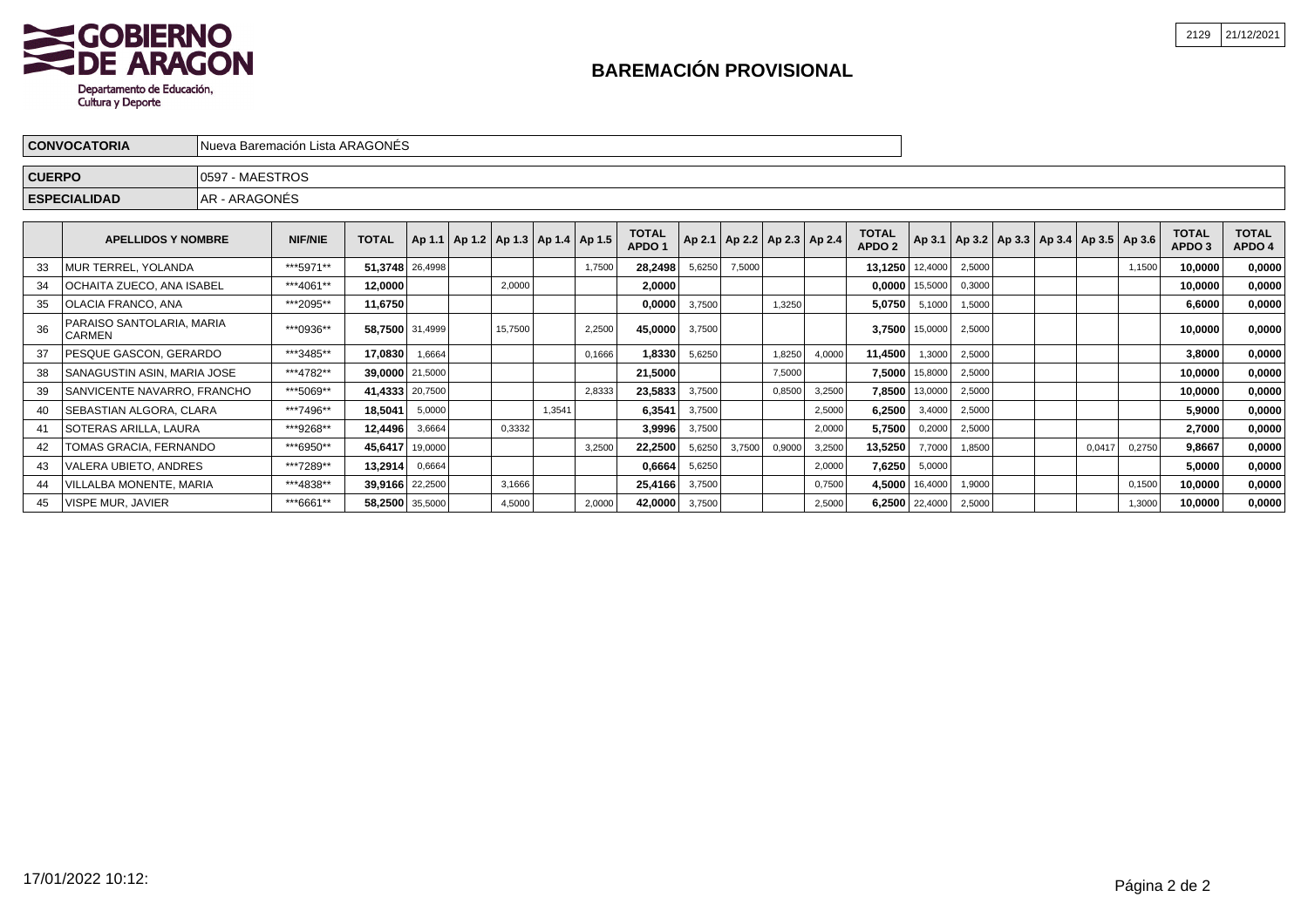# BAREMACIÓN PROVISIONAL

| CONVOCATORIA | Nueva Baremación Lista ARAGONÉS |
|---|---|
| CUERPO | 0597 - MAESTROS |
| ESPECIALIDAD | AR - ARAGONÉS |

| | APELLIDOS Y NOMBRE | NIF/NIE | TOTAL | Ap 1.1 | Ap 1.2 | Ap 1.3 | Ap 1.4 | Ap 1.5 | TOTAL APDO 1 | Ap 2.1 | Ap 2.2 | Ap 2.3 | Ap 2.4 | TOTAL APDO 2 | Ap 3.1 | Ap 3.2 | Ap 3.3 | Ap 3.4 | Ap 3.5 | Ap 3.6 | TOTAL APDO 3 | TOTAL APDO 4 |
|---|---|---|---|---|---|---|---|---|---|---|---|---|---|---|---|---|---|---|---|---|---|---|
| 33 | MUR TERREL, YOLANDA | ***5971** | 51,3748 | 26,4998 | | | | 1,7500 | 28,2498 | 5,6250 | 7,5000 | | | 13,1250 | 12,4000 | 2,5000 | | | | 1,1500 | 10,0000 | 0,0000 |
| 34 | OCHAITA ZUECO, ANA ISABEL | ***4061** | 12,0000 | | | 2,0000 | | | 2,0000 | | | | | 0,0000 | 15,5000 | 0,3000 | | | | | 10,0000 | 0,0000 |
| 35 | OLACIA FRANCO, ANA | ***2095** | 11,6750 | | | | | | 0,0000 | 3,7500 | | 1,3250 | | 5,0750 | 5,1000 | 1,5000 | | | | | 6,6000 | 0,0000 |
| 36 | PARAISO SANTOLARIA, MARIA CARMEN | ***0936** | 58,7500 | 31,4999 | | 15,7500 | | 2,2500 | 45,0000 | 3,7500 | | | | 3,7500 | 15,0000 | 2,5000 | | | | | 10,0000 | 0,0000 |
| 37 | PESQUE GASCON, GERARDO | ***3485** | 17,0830 | 1,6664 | | | | 0,1666 | 1,8330 | 5,6250 | | 1,8250 | 4,0000 | 11,4500 | 1,3000 | 2,5000 | | | | | 3,8000 | 0,0000 |
| 38 | SANAGUSTIN ASIN, MARIA JOSE | ***4782** | 39,0000 | 21,5000 | | | | | 21,5000 | | | 7,5000 | | 7,5000 | 15,8000 | 2,5000 | | | | | 10,0000 | 0,0000 |
| 39 | SANVICENTE NAVARRO, FRANCHO | ***5069** | 41,4333 | 20,7500 | | | | 2,8333 | 23,5833 | 3,7500 | | 0,8500 | 3,2500 | 7,8500 | 13,0000 | 2,5000 | | | | | 10,0000 | 0,0000 |
| 40 | SEBASTIAN ALGORA, CLARA | ***7496** | 18,5041 | 5,0000 | | | 1,3541 | | 6,3541 | 3,7500 | | | 2,5000 | 6,2500 | 3,4000 | 2,5000 | | | | | 5,9000 | 0,0000 |
| 41 | SOTERAS ARILLA, LAURA | ***9268** | 12,4496 | 3,6664 | | 0,3332 | | | 3,9996 | 3,7500 | | | 2,0000 | 5,7500 | 0,2000 | 2,5000 | | | | | 2,7000 | 0,0000 |
| 42 | TOMAS GRACIA, FERNANDO | ***6950** | 45,6417 | 19,0000 | | | | 3,2500 | 22,2500 | 5,6250 | 3,7500 | 0,9000 | 3,2500 | 13,5250 | 7,7000 | 1,8500 | | | 0,0417 | 0,2750 | 9,8667 | 0,0000 |
| 43 | VALERA UBIETO, ANDRES | ***7289** | 13,2914 | 0,6664 | | | | | 0,6664 | 5,6250 | | | 2,0000 | 7,6250 | 5,0000 | | | | | | 5,0000 | 0,0000 |
| 44 | VILLALBA MONENTE, MARIA | ***4838** | 39,9166 | 22,2500 | | 3,1666 | | | 25,4166 | 3,7500 | | | 0,7500 | 4,5000 | 16,4000 | 1,9000 | | | | 0,1500 | 10,0000 | 0,0000 |
| 45 | VISPE MUR, JAVIER | ***6661** | 58,2500 | 35,5000 | | 4,5000 | | 2,0000 | 42,0000 | 3,7500 | | | 2,5000 | 6,2500 | 22,4000 | 2,5000 | | | | 1,3000 | 10,0000 | 0,0000 |